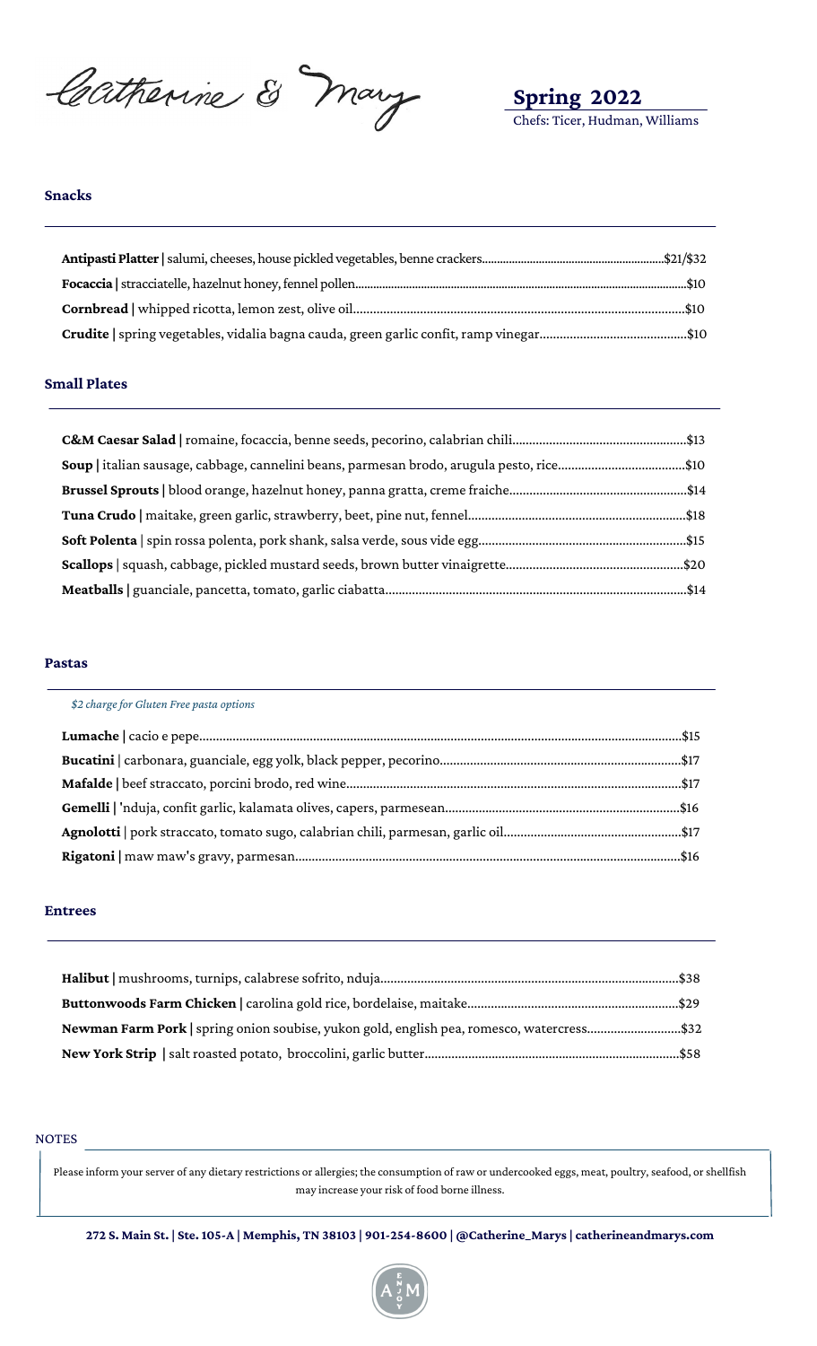# Catherine & Mary

**Spring 2022**

Chefs: Ticer, Hudman, Williams

## Snacks

**Antipasti Platter |** salumi, cheeses, house pickled vegetables, benne crackers....$21/$32

**Focaccia |** stracciatelle, hazelnut honey, fennel pollen....$10

**Cornbread |** whipped ricotta, lemon zest, olive oil....$10

**Crudite |** spring vegetables, vidalia bagna cauda, green garlic confit, ramp vinegar....$10

## Small Plates

**C&M Caesar Salad |** romaine, focaccia, benne seeds, pecorino, calabrian chili....$13

**Soup |** italian sausage, cabbage, cannelini beans, parmesan brodo, arugula pesto, rice....$10

**Brussel Sprouts |** blood orange, hazelnut honey, panna gratta, creme fraiche....$14

**Tuna Crudo |** maitake, green garlic, strawberry, beet, pine nut, fennel....$18

**Soft Polenta |** spin rossa polenta, pork shank, salsa verde, sous vide egg....$15

**Scallops |** squash, cabbage, pickled mustard seeds, brown butter vinaigrette....$20

**Meatballs |** guanciale, pancetta, tomato, garlic ciabatta....$14

## Pastas

*$2 charge for Gluten Free pasta options*

**Lumache |** cacio e pepe....$15

**Bucatini |** carbonara, guanciale, egg yolk, black pepper, pecorino....$17

**Mafalde |** beef straccato, porcini brodo, red wine....$17

**Gemelli |** 'nduja, confit garlic, kalamata olives, capers, parmesean....$16

**Agnolotti |** pork straccato, tomato sugo, calabrian chili, parmesan, garlic oil....$17

**Rigatoni |** maw maw's gravy, parmesan....$16

## Entrees

**Halibut |** mushrooms, turnips, calabrese sofrito, nduja....$38

**Buttonwoods Farm Chicken |** carolina gold rice, bordelaise, maitake....$29

**Newman Farm Pork |** spring onion soubise, yukon gold, english pea, romesco, watercress....$32

**New York Strip |** salt roasted potato, broccolini, garlic butter....$58

NOTES

Please inform your server of any dietary restrictions or allergies; the consumption of raw or undercooked eggs, meat, poultry, seafood, or shellfish may increase your risk of food borne illness.

**272 S. Main St. | Ste. 105-A | Memphis, TN 38103 | 901-254-8600 | @Catherine_Marys | catherineandmarys.com**

A ENJOY M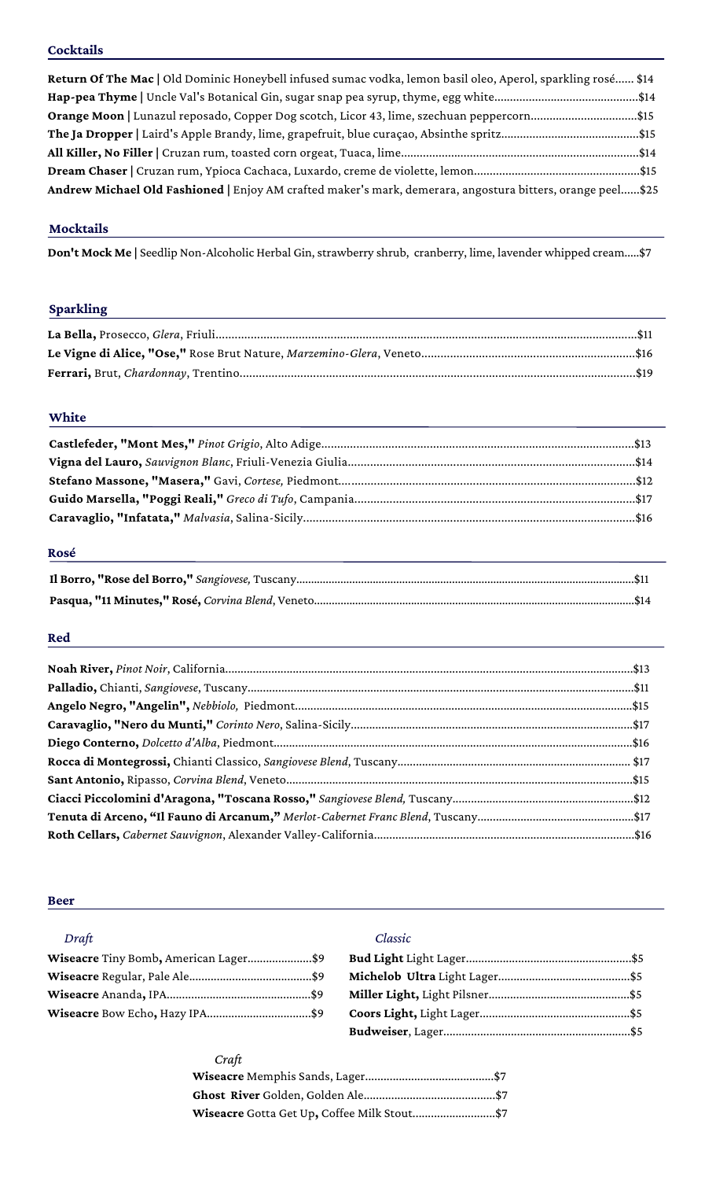## Cocktails

**Return Of The Mac |** Old Dominic Honeybell infused sumac vodka, lemon basil oleo, Aperol, sparkling rosé...... $14

**Hap-pea Thyme |** Uncle Val's Botanical Gin, sugar snap pea syrup, thyme, egg white..............................................$14

**Orange Moon |** Lunazul reposado, Copper Dog scotch, Licor 43, lime, szechuan peppercorn..................................$15

**The Ja Dropper |** Laird's Apple Brandy, lime, grapefruit, blue curaçao, Absinthe spritz............................................$15

**All Killer, No Filler |** Cruzan rum, toasted corn orgeat, Tuaca, lime............................................................................$14

**Dream Chaser |** Cruzan rum, Ypioca Cachaca, Luxardo, creme de violette, lemon.....................................................$15

**Andrew Michael Old Fashioned |** Enjoy AM crafted maker's mark, demerara, angostura bitters, orange peel......$25

## Mocktails

**Don't Mock Me |** Seedlip Non-Alcoholic Herbal Gin, strawberry shrub, cranberry, lime, lavender whipped cream.....$7

## Sparkling

**La Bella,** Prosecco, *Glera*, Friuli......................................................................................................................................$11

**Le Vigne di Alice, "Ose,"** Rose Brut Nature, *Marzemino-Glera*, Veneto....................................................................$16

**Ferrari,** Brut, *Chardonnay*, Trentino...............................................................................................................................$19

## White

**Castlefeder, "Mont Mes,"** *Pinot Grigio*, Alto Adige.....................................................................................................$13

**Vigna del Lauro,** *Sauvignon Blanc*, Friuli-Venezia Giulia............................................................................................$14

**Stefano Massone, "Masera,"** Gavi, *Cortese,* Piedmont...............................................................................................$12

**Guido Marsella, "Poggi Reali,"** *Greco di Tufo*, Campania..........................................................................................$17

**Caravaglio, "Infatata,"** *Malvasia*, Salina-Sicily...........................................................................................................$16

## Rosé

**Il Borro, "Rose del Borro,"** *Sangiovese,* Tuscany.........................................................................................................$11

**Pasqua, "11 Minutes," Rosé,** *Corvina Blend*, Veneto...................................................................................................$14

## Red

**Noah River,** *Pinot Noir*, California..................................................................................................................................$13

**Palladio,** Chianti, *Sangiovese*, Tuscany...........................................................................................................................$11

**Angelo Negro, "Angelin",** *Nebbiolo,* Piedmont..............................................................................................................$15

**Caravaglio, "Nero du Munti,"** *Corinto Nero*, Salina-Sicily............................................................................................$17

**Diego Conterno,** *Dolcetto d'Alba*, Piedmont....................................................................................................................$16

**Rocca di Montegrossi,** Chianti Classico, *Sangiovese Blend*, Tuscany............................................................................ $17

**Sant Antonio,** Ripasso, *Corvina Blend*, Veneto.................................................................................................................$15

**Ciacci Piccolomini d'Aragona, "Toscana Rosso,"** *Sangiovese Blend,* Tuscany............................................................$12

**Tenuta di Arceno, "Il Fauno di Arcanum,"** *Merlot-Cabernet Franc Blend*, Tuscany...................................................$17

**Roth Cellars,** *Cabernet Sauvignon*, Alexander Valley-California.....................................................................................$16

## Beer

### *Draft*

**Wiseacre** Tiny Bomb**,** American Lager.....................$9

**Wiseacre** Regular, Pale Ale........................................$9

**Wiseacre** Ananda**,** IPA...............................................$9

**Wiseacre** Bow Echo**,** Hazy IPA..................................$9

### *Classic*

**Bud Light** Light Lager......................................................$5

**Michelob Ultra** Light Lager............................................$5

**Miller Light,** Light Pilsner...............................................$5

**Coors Light,** Light Lager..................................................$5

**Budweiser**, Lager..............................................................$5

### *Craft*

**Wiseacre** Memphis Sands, Lager..........................................$7

**Ghost River** Golden, Golden Ale...........................................$7

**Wiseacre** Gotta Get Up**,** Coffee Milk Stout...........................$7